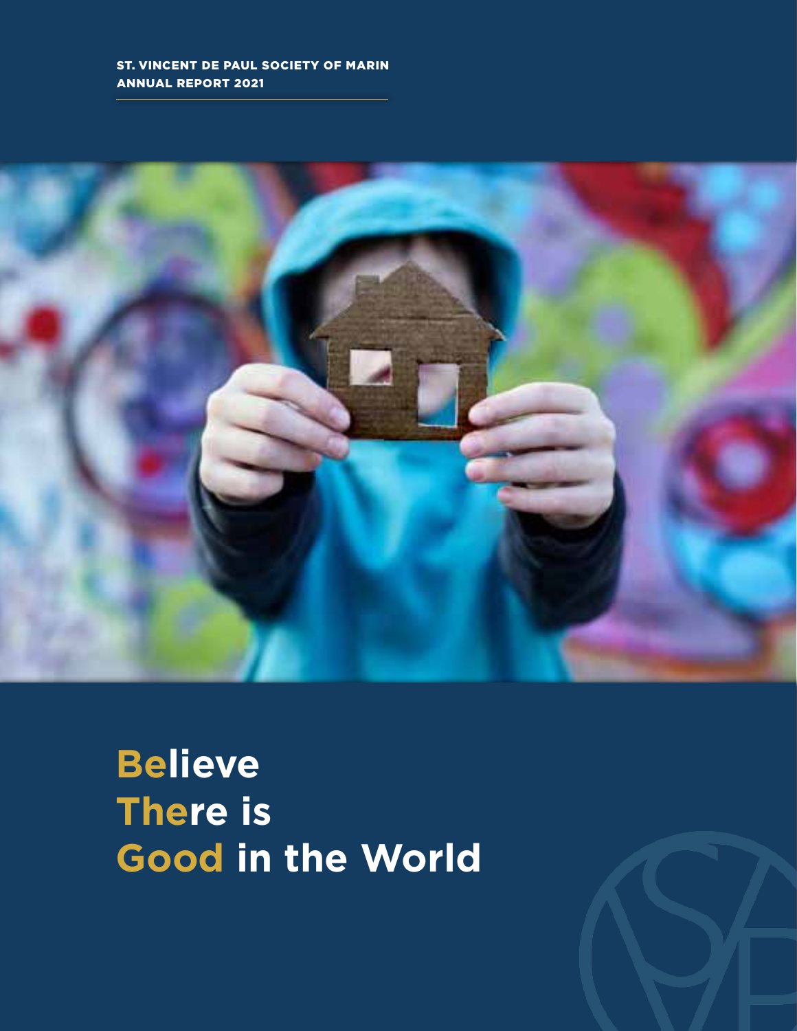ST. VINCENT DE PAUL SOCIETY OF MARIN
ANNUAL REPORT 2021

# Believe There is Good in the World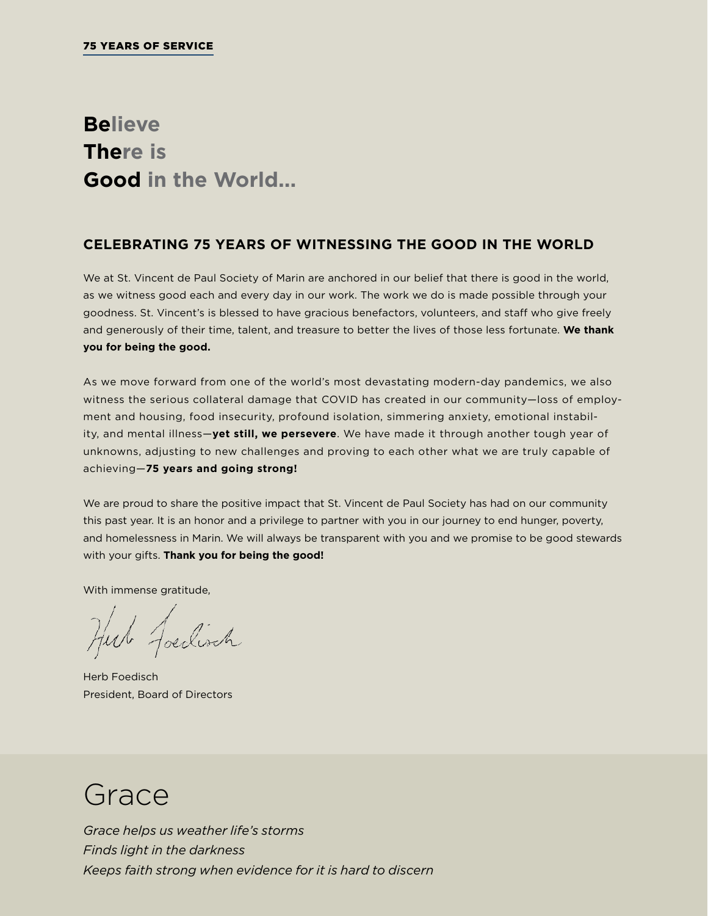**75 YEARS OF SERVICE**

# Believe There is Good in the World...

## CELEBRATING 75 YEARS OF WITNESSING THE GOOD IN THE WORLD

We at St. Vincent de Paul Society of Marin are anchored in our belief that there is good in the world, as we witness good each and every day in our work. The work we do is made possible through your goodness. St. Vincent's is blessed to have gracious benefactors, volunteers, and staff who give freely and generously of their time, talent, and treasure to better the lives of those less fortunate. **We thank you for being the good.**

As we move forward from one of the world's most devastating modern-day pandemics, we also witness the serious collateral damage that COVID has created in our community—loss of employment and housing, food insecurity, profound isolation, simmering anxiety, emotional instability, and mental illness—**yet still, we persevere**. We have made it through another tough year of unknowns, adjusting to new challenges and proving to each other what we are truly capable of achieving—**75 years and going strong!**

We are proud to share the positive impact that St. Vincent de Paul Society has had on our community this past year. It is an honor and a privilege to partner with you in our journey to end hunger, poverty, and homelessness in Marin. We will always be transparent with you and we promise to be good stewards with your gifts. **Thank you for being the good!**

With immense gratitude,

Herb Foedisch
President, Board of Directors

## Grace

*Grace helps us weather life's storms*
*Finds light in the darkness*
*Keeps faith strong when evidence for it is hard to discern*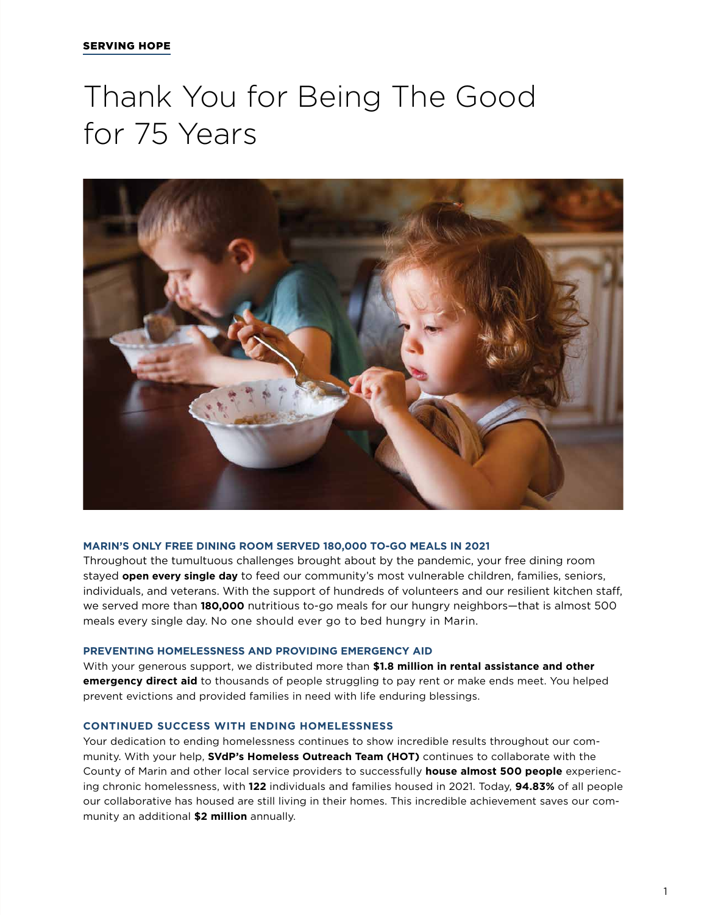SERVING HOPE

# Thank You for Being The Good for 75 Years

### MARIN'S ONLY FREE DINING ROOM SERVED 180,000 TO-GO MEALS IN 2021

Throughout the tumultuous challenges brought about by the pandemic, your free dining room stayed **open every single day** to feed our community's most vulnerable children, families, seniors, individuals, and veterans. With the support of hundreds of volunteers and our resilient kitchen staff, we served more than **180,000** nutritious to-go meals for our hungry neighbors—that is almost 500 meals every single day. No one should ever go to bed hungry in Marin.

### PREVENTING HOMELESSNESS AND PROVIDING EMERGENCY AID

With your generous support, we distributed more than **$1.8 million in rental assistance and other emergency direct aid** to thousands of people struggling to pay rent or make ends meet. You helped prevent evictions and provided families in need with life enduring blessings.

### CONTINUED SUCCESS WITH ENDING HOMELESSNESS

Your dedication to ending homelessness continues to show incredible results throughout our community. With your help, **SVdP's Homeless Outreach Team (HOT)** continues to collaborate with the County of Marin and other local service providers to successfully **house almost 500 people** experiencing chronic homelessness, with **122** individuals and families housed in 2021. Today, **94.83%** of all people our collaborative has housed are still living in their homes. This incredible achievement saves our community an additional **$2 million** annually.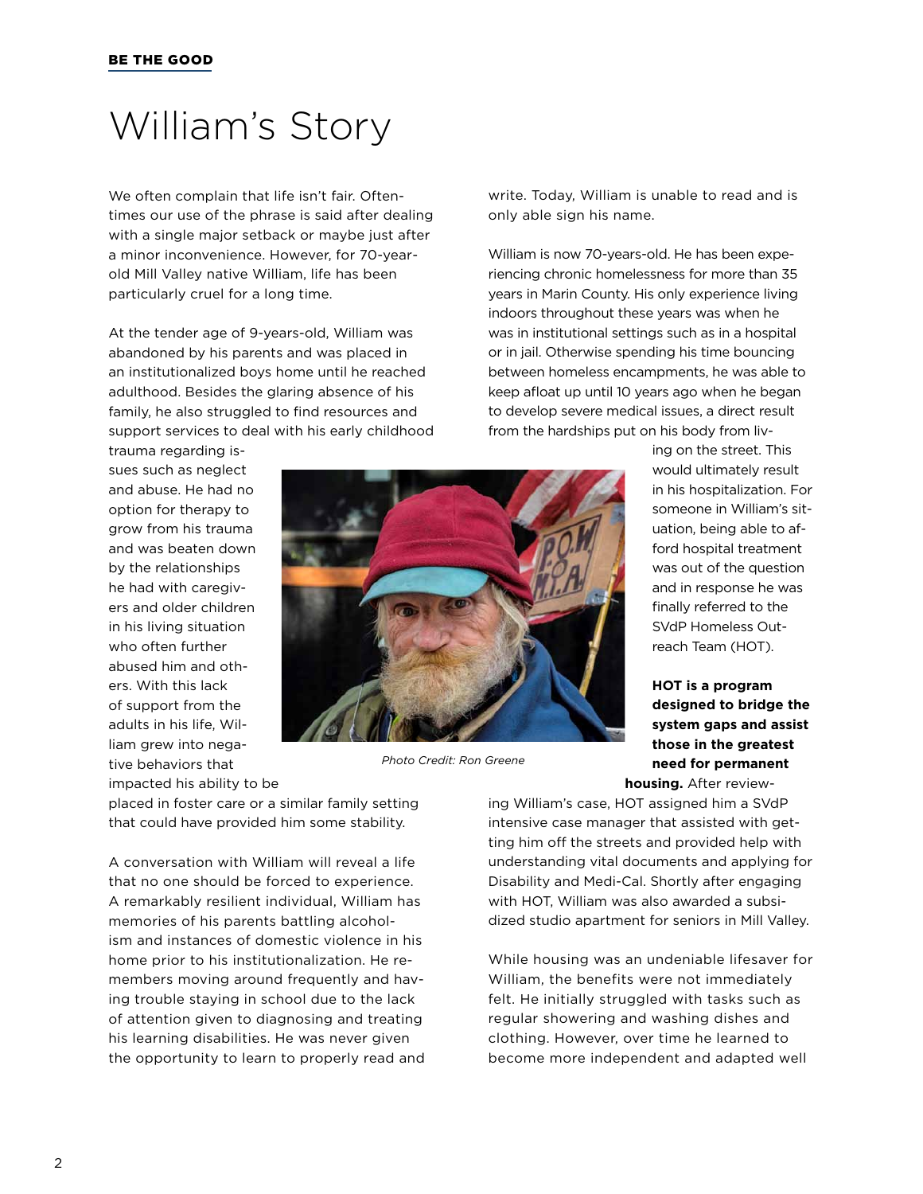# William's Story

We often complain that life isn't fair. Oftentimes our use of the phrase is said after dealing with a single major setback or maybe just after a minor inconvenience. However, for 70-year-old Mill Valley native William, life has been particularly cruel for a long time.

At the tender age of 9-years-old, William was abandoned by his parents and was placed in an institutionalized boys home until he reached adulthood. Besides the glaring absence of his family, he also struggled to find resources and support services to deal with his early childhood trauma regarding issues such as neglect and abuse. He had no option for therapy to grow from his trauma and was beaten down by the relationships he had with caregivers and older children in his living situation who often further abused him and others. With this lack of support from the adults in his life, William grew into negative behaviors that impacted his ability to be placed in foster care or a similar family setting that could have provided him some stability.

*Photo Credit: Ron Greene*

A conversation with William will reveal a life that no one should be forced to experience. A remarkably resilient individual, William has memories of his parents battling alcoholism and instances of domestic violence in his home prior to his institutionalization. He remembers moving around frequently and having trouble staying in school due to the lack of attention given to diagnosing and treating his learning disabilities. He was never given the opportunity to learn to properly read and write. Today, William is unable to read and is only able sign his name.

William is now 70-years-old. He has been experiencing chronic homelessness for more than 35 years in Marin County. His only experience living indoors throughout these years was when he was in institutional settings such as in a hospital or in jail. Otherwise spending his time bouncing between homeless encampments, he was able to keep afloat up until 10 years ago when he began to develop severe medical issues, a direct result from the hardships put on his body from living on the street. This would ultimately result in his hospitalization. For someone in William's situation, being able to afford hospital treatment was out of the question and in response he was finally referred to the SVdP Homeless Outreach Team (HOT).

**HOT is a program designed to bridge the system gaps and assist those in the greatest need for permanent housing.** After reviewing William's case, HOT assigned him a SVdP intensive case manager that assisted with getting him off the streets and provided help with understanding vital documents and applying for Disability and Medi-Cal. Shortly after engaging with HOT, William was also awarded a subsidized studio apartment for seniors in Mill Valley.

While housing was an undeniable lifesaver for William, the benefits were not immediately felt. He initially struggled with tasks such as regular showering and washing dishes and clothing. However, over time he learned to become more independent and adapted well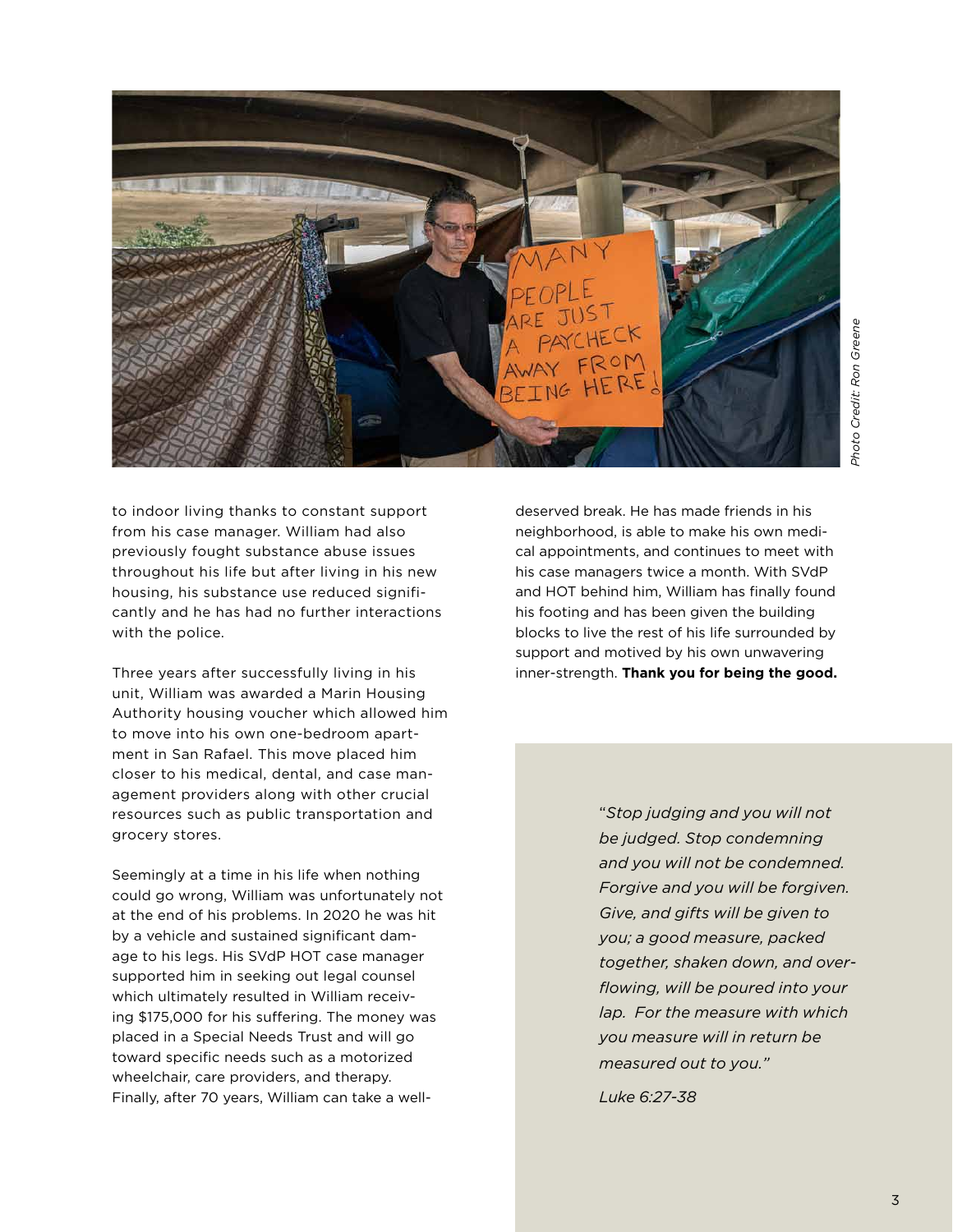Photo Credit: Ron Greene

to indoor living thanks to constant support from his case manager. William had also previously fought substance abuse issues throughout his life but after living in his new housing, his substance use reduced significantly and he has had no further interactions with the police.

Three years after successfully living in his unit, William was awarded a Marin Housing Authority housing voucher which allowed him to move into his own one-bedroom apartment in San Rafael. This move placed him closer to his medical, dental, and case management providers along with other crucial resources such as public transportation and grocery stores.

Seemingly at a time in his life when nothing could go wrong, William was unfortunately not at the end of his problems. In 2020 he was hit by a vehicle and sustained significant damage to his legs. His SVdP HOT case manager supported him in seeking out legal counsel which ultimately resulted in William receiving $175,000 for his suffering. The money was placed in a Special Needs Trust and will go toward specific needs such as a motorized wheelchair, care providers, and therapy. Finally, after 70 years, William can take a well-deserved break. He has made friends in his neighborhood, is able to make his own medical appointments, and continues to meet with his case managers twice a month. With SVdP and HOT behind him, William has finally found his footing and has been given the building blocks to live the rest of his life surrounded by support and motived by his own unwavering inner-strength. **Thank you for being the good.**

> *"Stop judging and you will not be judged. Stop condemning and you will not be condemned. Forgive and you will be forgiven. Give, and gifts will be given to you; a good measure, packed together, shaken down, and overflowing, will be poured into your lap. For the measure with which you measure will in return be measured out to you."*
>
> *Luke 6:27-38*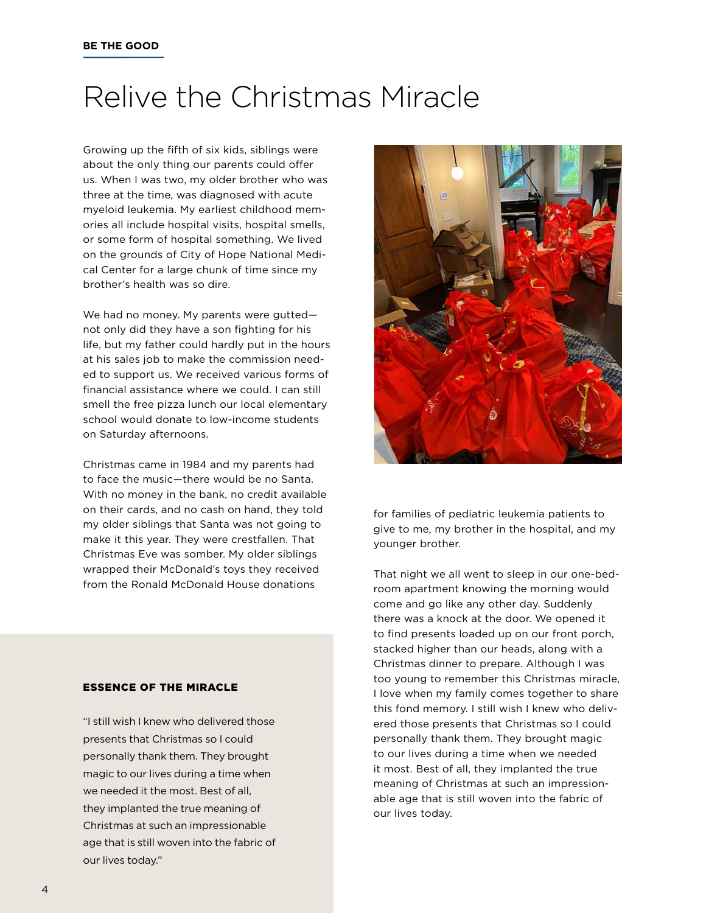BE THE GOOD

# Relive the Christmas Miracle

Growing up the fifth of six kids, siblings were about the only thing our parents could offer us. When I was two, my older brother who was three at the time, was diagnosed with acute myeloid leukemia. My earliest childhood memories all include hospital visits, hospital smells, or some form of hospital something. We lived on the grounds of City of Hope National Medical Center for a large chunk of time since my brother's health was so dire.

We had no money. My parents were gutted—not only did they have a son fighting for his life, but my father could hardly put in the hours at his sales job to make the commission needed to support us. We received various forms of financial assistance where we could. I can still smell the free pizza lunch our local elementary school would donate to low-income students on Saturday afternoons.

Christmas came in 1984 and my parents had to face the music—there would be no Santa. With no money in the bank, no credit available on their cards, and no cash on hand, they told my older siblings that Santa was not going to make it this year. They were crestfallen. That Christmas Eve was somber. My older siblings wrapped their McDonald's toys they received from the Ronald McDonald House donations for families of pediatric leukemia patients to give to me, my brother in the hospital, and my younger brother.

That night we all went to sleep in our one-bedroom apartment knowing the morning would come and go like any other day. Suddenly there was a knock at the door. We opened it to find presents loaded up on our front porch, stacked higher than our heads, along with a Christmas dinner to prepare. Although I was too young to remember this Christmas miracle, I love when my family comes together to share this fond memory. I still wish I knew who delivered those presents that Christmas so I could personally thank them. They brought magic to our lives during a time when we needed it most. Best of all, they implanted the true meaning of Christmas at such an impressionable age that is still woven into the fabric of our lives today.

### ESSENCE OF THE MIRACLE

"I still wish I knew who delivered those presents that Christmas so I could personally thank them. They brought magic to our lives during a time when we needed it the most. Best of all, they implanted the true meaning of Christmas at such an impressionable age that is still woven into the fabric of our lives today."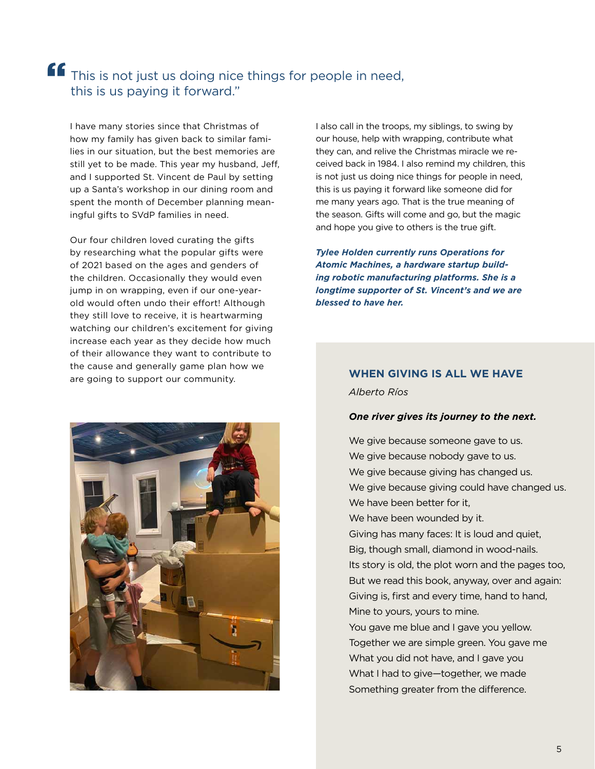> "This is not just us doing nice things for people in need, this is us paying it forward."

I have many stories since that Christmas of how my family has given back to similar families in our situation, but the best memories are still yet to be made. This year my husband, Jeff, and I supported St. Vincent de Paul by setting up a Santa's workshop in our dining room and spent the month of December planning meaningful gifts to SVdP families in need.

Our four children loved curating the gifts by researching what the popular gifts were of 2021 based on the ages and genders of the children. Occasionally they would even jump in on wrapping, even if our one-year-old would often undo their effort! Although they still love to receive, it is heartwarming watching our children's excitement for giving increase each year as they decide how much of their allowance they want to contribute to the cause and generally game plan how we are going to support our community.

I also call in the troops, my siblings, to swing by our house, help with wrapping, contribute what they can, and relive the Christmas miracle we received back in 1984. I also remind my children, this is not just us doing nice things for people in need, this is us paying it forward like someone did for me many years ago. That is the true meaning of the season. Gifts will come and go, but the magic and hope you give to others is the true gift.

***Tylee Holden currently runs Operations for Atomic Machines, a hardware startup building robotic manufacturing platforms. She is a longtime supporter of St. Vincent's and we are blessed to have her.***

## WHEN GIVING IS ALL WE HAVE

*Alberto Ríos*

***One river gives its journey to the next.***

We give because someone gave to us.
We give because nobody gave to us.
We give because giving has changed us.
We give because giving could have changed us.
We have been better for it,
We have been wounded by it.
Giving has many faces: It is loud and quiet,
Big, though small, diamond in wood-nails.
Its story is old, the plot worn and the pages too,
But we read this book, anyway, over and again:
Giving is, first and every time, hand to hand,
Mine to yours, yours to mine.
You gave me blue and I gave you yellow.
Together we are simple green. You gave me
What you did not have, and I gave you
What I had to give—together, we made
Something greater from the difference.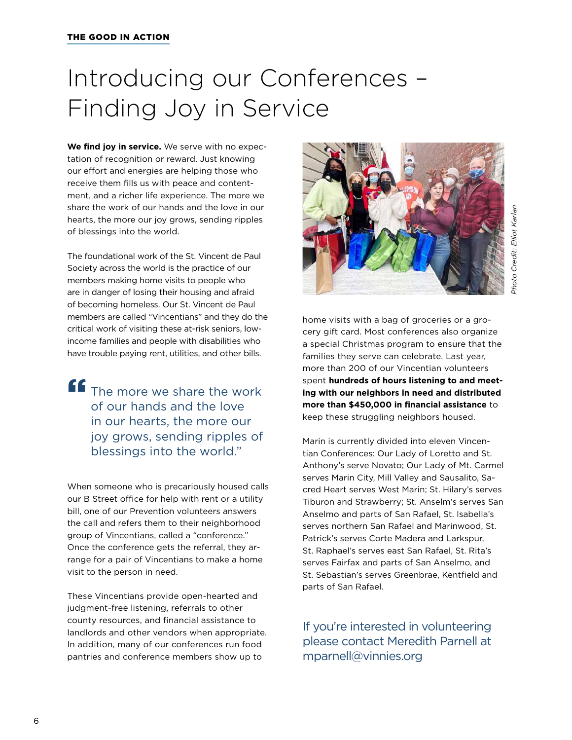**THE GOOD IN ACTION**

# Introducing our Conferences – Finding Joy in Service

**We find joy in service.** We serve with no expectation of recognition or reward. Just knowing our effort and energies are helping those who receive them fills us with peace and contentment, and a richer life experience. The more we share the work of our hands and the love in our hearts, the more our joy grows, sending ripples of blessings into the world.

The foundational work of the St. Vincent de Paul Society across the world is the practice of our members making home visits to people who are in danger of losing their housing and afraid of becoming homeless. Our St. Vincent de Paul members are called "Vincentians" and they do the critical work of visiting these at-risk seniors, low-income families and people with disabilities who have trouble paying rent, utilities, and other bills.

> "The more we share the work of our hands and the love in our hearts, the more our joy grows, sending ripples of blessings into the world."

When someone who is precariously housed calls our B Street office for help with rent or a utility bill, one of our Prevention volunteers answers the call and refers them to their neighborhood group of Vincentians, called a "conference." Once the conference gets the referral, they arrange for a pair of Vincentians to make a home visit to the person in need.

These Vincentians provide open-hearted and judgment-free listening, referrals to other county resources, and financial assistance to landlords and other vendors when appropriate. In addition, many of our conferences run food pantries and conference members show up to home visits with a bag of groceries or a grocery gift card. Most conferences also organize a special Christmas program to ensure that the families they serve can celebrate. Last year, more than 200 of our Vincentian volunteers spent **hundreds of hours listening to and meeting with our neighbors in need and distributed more than $450,000 in financial assistance** to keep these struggling neighbors housed.

*Photo Credit: Elliot Karlan*

Marin is currently divided into eleven Vincentian Conferences: Our Lady of Loretto and St. Anthony's serve Novato; Our Lady of Mt. Carmel serves Marin City, Mill Valley and Sausalito, Sacred Heart serves West Marin; St. Hilary's serves Tiburon and Strawberry; St. Anselm's serves San Anselmo and parts of San Rafael, St. Isabella's serves northern San Rafael and Marinwood, St. Patrick's serves Corte Madera and Larkspur, St. Raphael's serves east San Rafael, St. Rita's serves Fairfax and parts of San Anselmo, and St. Sebastian's serves Greenbrae, Kentfield and parts of San Rafael.

If you're interested in volunteering please contact Meredith Parnell at mparnell@vinnies.org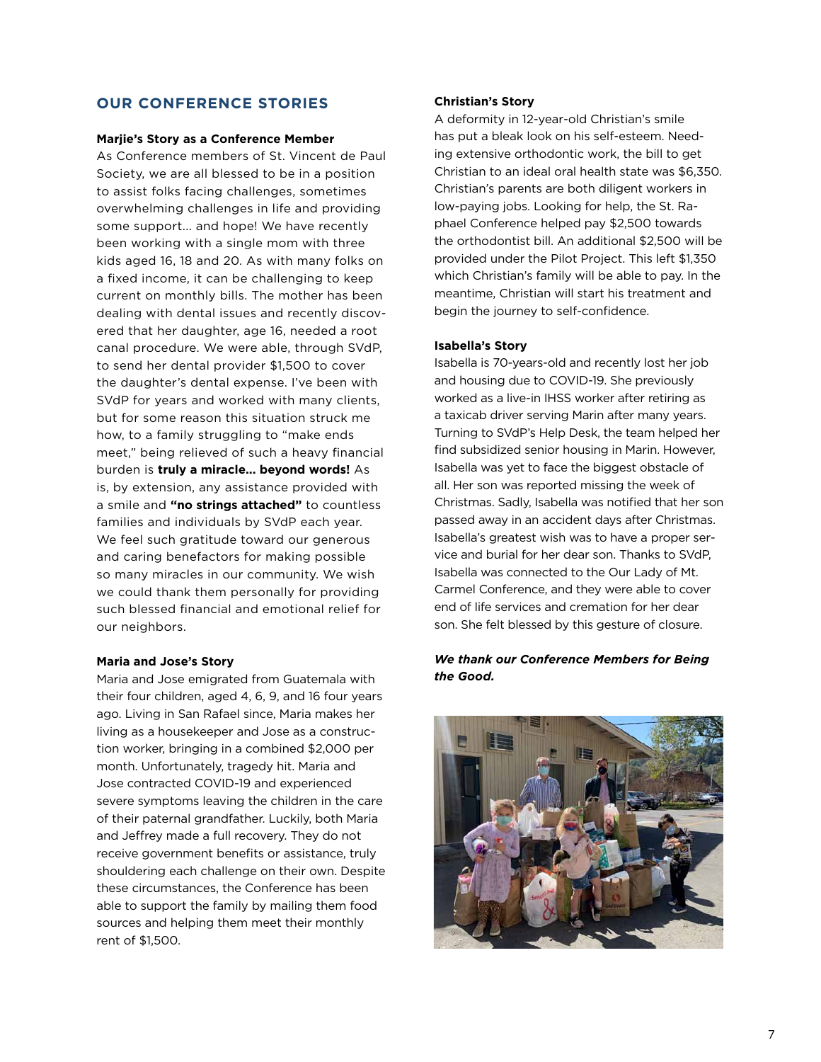## OUR CONFERENCE STORIES

**Marjie's Story as a Conference Member**

As Conference members of St. Vincent de Paul Society, we are all blessed to be in a position to assist folks facing challenges, sometimes overwhelming challenges in life and providing some support… and hope! We have recently been working with a single mom with three kids aged 16, 18 and 20. As with many folks on a fixed income, it can be challenging to keep current on monthly bills. The mother has been dealing with dental issues and recently discovered that her daughter, age 16, needed a root canal procedure. We were able, through SVdP, to send her dental provider $1,500 to cover the daughter's dental expense. I've been with SVdP for years and worked with many clients, but for some reason this situation struck me how, to a family struggling to "make ends meet," being relieved of such a heavy financial burden is **truly a miracle… beyond words!** As is, by extension, any assistance provided with a smile and **"no strings attached"** to countless families and individuals by SVdP each year. We feel such gratitude toward our generous and caring benefactors for making possible so many miracles in our community. We wish we could thank them personally for providing such blessed financial and emotional relief for our neighbors.

**Maria and Jose's Story**

Maria and Jose emigrated from Guatemala with their four children, aged 4, 6, 9, and 16 four years ago. Living in San Rafael since, Maria makes her living as a housekeeper and Jose as a construction worker, bringing in a combined $2,000 per month. Unfortunately, tragedy hit. Maria and Jose contracted COVID-19 and experienced severe symptoms leaving the children in the care of their paternal grandfather. Luckily, both Maria and Jeffrey made a full recovery. They do not receive government benefits or assistance, truly shouldering each challenge on their own. Despite these circumstances, the Conference has been able to support the family by mailing them food sources and helping them meet their monthly rent of $1,500.

**Christian's Story**

A deformity in 12-year-old Christian's smile has put a bleak look on his self-esteem. Needing extensive orthodontic work, the bill to get Christian to an ideal oral health state was $6,350. Christian's parents are both diligent workers in low-paying jobs. Looking for help, the St. Raphael Conference helped pay $2,500 towards the orthodontist bill. An additional $2,500 will be provided under the Pilot Project. This left $1,350 which Christian's family will be able to pay. In the meantime, Christian will start his treatment and begin the journey to self-confidence.

**Isabella's Story**

Isabella is 70-years-old and recently lost her job and housing due to COVID-19. She previously worked as a live-in IHSS worker after retiring as a taxicab driver serving Marin after many years. Turning to SVdP's Help Desk, the team helped her find subsidized senior housing in Marin. However, Isabella was yet to face the biggest obstacle of all. Her son was reported missing the week of Christmas. Sadly, Isabella was notified that her son passed away in an accident days after Christmas. Isabella's greatest wish was to have a proper service and burial for her dear son. Thanks to SVdP, Isabella was connected to the Our Lady of Mt. Carmel Conference, and they were able to cover end of life services and cremation for her dear son. She felt blessed by this gesture of closure.

***We thank our Conference Members for Being the Good.***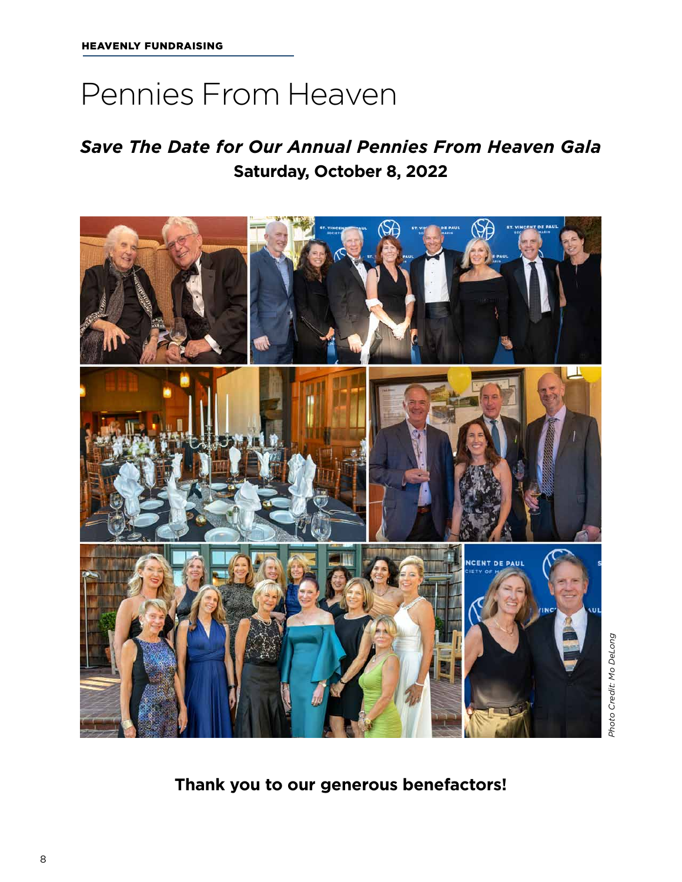HEAVENLY FUNDRAISING

# Pennies From Heaven

## *Save The Date for Our Annual Pennies From Heaven Gala*

**Saturday, October 8, 2022**

*Photo Credit: Mo DeLong*

**Thank you to our generous benefactors!**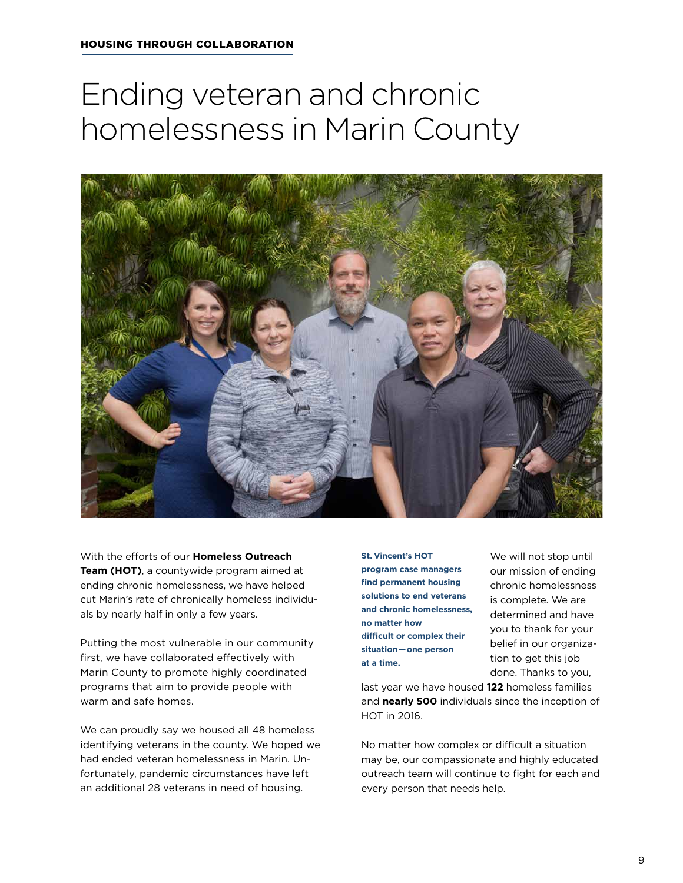HOUSING THROUGH COLLABORATION

# Ending veteran and chronic homelessness in Marin County

With the efforts of our **Homeless Outreach Team (HOT)**, a countywide program aimed at ending chronic homelessness, we have helped cut Marin's rate of chronically homeless individuals by nearly half in only a few years.

Putting the most vulnerable in our community first, we have collaborated effectively with Marin County to promote highly coordinated programs that aim to provide people with warm and safe homes.

We can proudly say we housed all 48 homeless identifying veterans in the county. We hoped we had ended veteran homelessness in Marin. Unfortunately, pandemic circumstances have left an additional 28 veterans in need of housing.

**St. Vincent's HOT program case managers find permanent housing solutions to end veterans and chronic homelessness, no matter how difficult or complex their situation—one person at a time.**

We will not stop until our mission of ending chronic homelessness is complete. We are determined and have you to thank for your belief in our organization to get this job done. Thanks to you, last year we have housed **122** homeless families and **nearly 500** individuals since the inception of HOT in 2016.

No matter how complex or difficult a situation may be, our compassionate and highly educated outreach team will continue to fight for each and every person that needs help.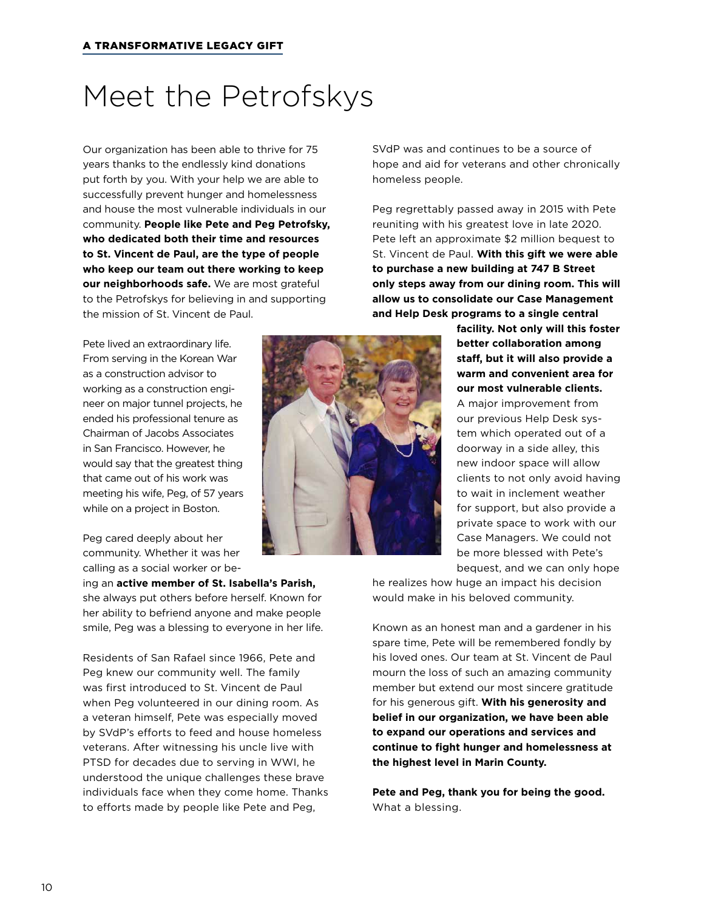A TRANSFORMATIVE LEGACY GIFT

# Meet the Petrofskys

Our organization has been able to thrive for 75 years thanks to the endlessly kind donations put forth by you. With your help we are able to successfully prevent hunger and homelessness and house the most vulnerable individuals in our community. **People like Pete and Peg Petrofsky, who dedicated both their time and resources to St. Vincent de Paul, are the type of people who keep our team out there working to keep our neighborhoods safe.** We are most grateful to the Petrofskys for believing in and supporting the mission of St. Vincent de Paul.

Pete lived an extraordinary life. From serving in the Korean War as a construction advisor to working as a construction engineer on major tunnel projects, he ended his professional tenure as Chairman of Jacobs Associates in San Francisco. However, he would say that the greatest thing that came out of his work was meeting his wife, Peg, of 57 years while on a project in Boston.

Peg cared deeply about her community. Whether it was her calling as a social worker or being an **active member of St. Isabella's Parish,** she always put others before herself. Known for her ability to befriend anyone and make people smile, Peg was a blessing to everyone in her life.

Residents of San Rafael since 1966, Pete and Peg knew our community well. The family was first introduced to St. Vincent de Paul when Peg volunteered in our dining room. As a veteran himself, Pete was especially moved by SVdP's efforts to feed and house homeless veterans. After witnessing his uncle live with PTSD for decades due to serving in WWI, he understood the unique challenges these brave individuals face when they come home. Thanks to efforts made by people like Pete and Peg, SVdP was and continues to be a source of hope and aid for veterans and other chronically homeless people.

Peg regrettably passed away in 2015 with Pete reuniting with his greatest love in late 2020. Pete left an approximate $2 million bequest to St. Vincent de Paul. **With this gift we were able to purchase a new building at 747 B Street only steps away from our dining room. This will allow us to consolidate our Case Management and Help Desk programs to a single central facility. Not only will this foster better collaboration among staff, but it will also provide a warm and convenient area for our most vulnerable clients.** A major improvement from our previous Help Desk system which operated out of a doorway in a side alley, this new indoor space will allow clients to not only avoid having to wait in inclement weather for support, but also provide a private space to work with our Case Managers. We could not be more blessed with Pete's bequest, and we can only hope he realizes how huge an impact his decision would make in his beloved community.

Known as an honest man and a gardener in his spare time, Pete will be remembered fondly by his loved ones. Our team at St. Vincent de Paul mourn the loss of such an amazing community member but extend our most sincere gratitude for his generous gift. **With his generosity and belief in our organization, we have been able to expand our operations and services and continue to fight hunger and homelessness at the highest level in Marin County.**

**Pete and Peg, thank you for being the good.** What a blessing.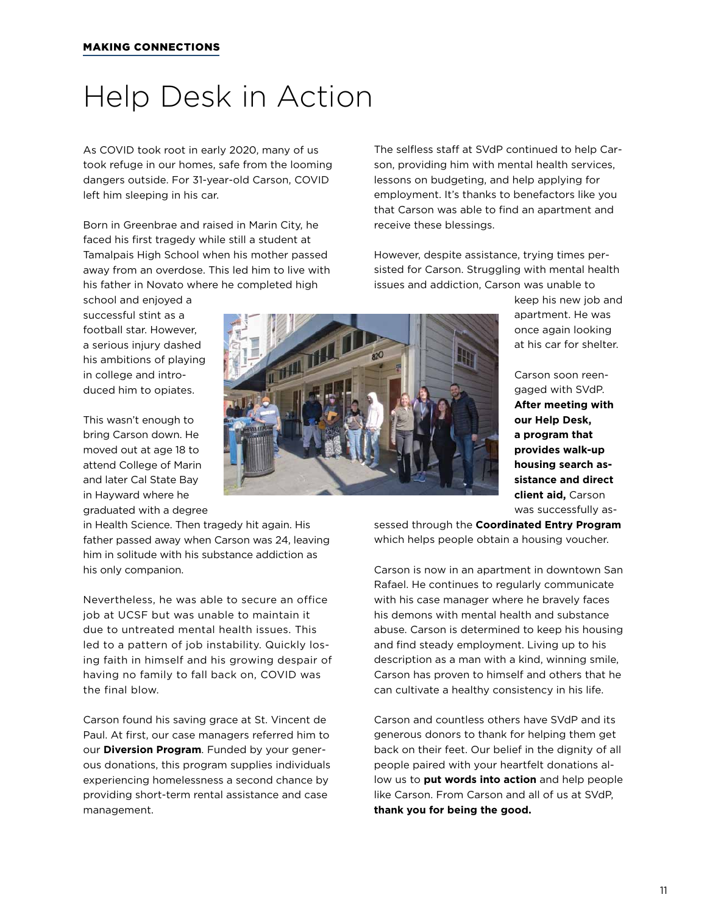MAKING CONNECTIONS

# Help Desk in Action

As COVID took root in early 2020, many of us took refuge in our homes, safe from the looming dangers outside. For 31-year-old Carson, COVID left him sleeping in his car.

Born in Greenbrae and raised in Marin City, he faced his first tragedy while still a student at Tamalpais High School when his mother passed away from an overdose. This led him to live with his father in Novato where he completed high school and enjoyed a successful stint as a football star. However, a serious injury dashed his ambitions of playing in college and introduced him to opiates.

This wasn't enough to bring Carson down. He moved out at age 18 to attend College of Marin and later Cal State Bay in Hayward where he graduated with a degree in Health Science. Then tragedy hit again. His father passed away when Carson was 24, leaving him in solitude with his substance addiction as his only companion.

Nevertheless, he was able to secure an office job at UCSF but was unable to maintain it due to untreated mental health issues. This led to a pattern of job instability. Quickly losing faith in himself and his growing despair of having no family to fall back on, COVID was the final blow.

Carson found his saving grace at St. Vincent de Paul. At first, our case managers referred him to our **Diversion Program**. Funded by your generous donations, this program supplies individuals experiencing homelessness a second chance by providing short-term rental assistance and case management.

The selfless staff at SVdP continued to help Carson, providing him with mental health services, lessons on budgeting, and help applying for employment. It's thanks to benefactors like you that Carson was able to find an apartment and receive these blessings.

However, despite assistance, trying times persisted for Carson. Struggling with mental health issues and addiction, Carson was unable to keep his new job and apartment. He was once again looking at his car for shelter.

Carson soon reengaged with SVdP. **After meeting with our Help Desk, a program that provides walk-up housing search assistance and direct client aid,** Carson was successfully assessed through the **Coordinated Entry Program** which helps people obtain a housing voucher.

Carson is now in an apartment in downtown San Rafael. He continues to regularly communicate with his case manager where he bravely faces his demons with mental health and substance abuse. Carson is determined to keep his housing and find steady employment. Living up to his description as a man with a kind, winning smile, Carson has proven to himself and others that he can cultivate a healthy consistency in his life.

Carson and countless others have SVdP and its generous donors to thank for helping them get back on their feet. Our belief in the dignity of all people paired with your heartfelt donations allow us to **put words into action** and help people like Carson. From Carson and all of us at SVdP, **thank you for being the good.**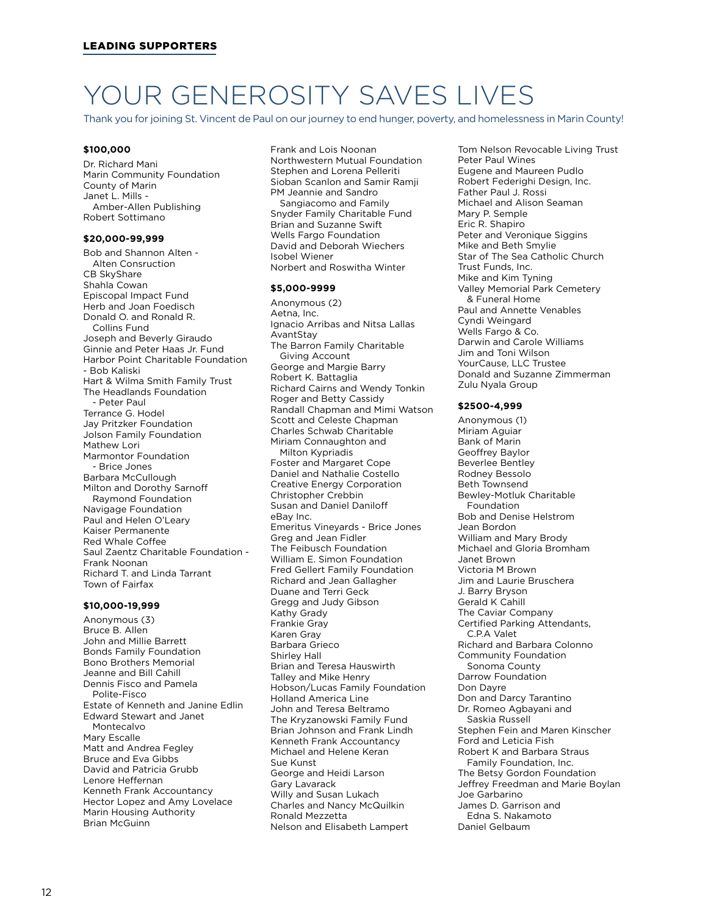**LEADING SUPPORTERS**

# YOUR GENEROSITY SAVES LIVES

Thank you for joining St. Vincent de Paul on our journey to end hunger, poverty, and homelessness in Marin County!

### $100,000

Dr. Richard Mani
Marin Community Foundation
County of Marin
Janet L. Mills - Amber-Allen Publishing
Robert Sottimano

### $20,000-99,999

Bob and Shannon Alten - Alten Consruction
CB SkyShare
Shahla Cowan
Episcopal Impact Fund
Herb and Joan Foedisch
Donald O. and Ronald R. Collins Fund
Joseph and Beverly Giraudo
Ginnie and Peter Haas Jr. Fund
Harbor Point Charitable Foundation - Bob Kaliski
Hart & Wilma Smith Family Trust
The Headlands Foundation - Peter Paul
Terrance G. Hodel
Jay Pritzker Foundation
Jolson Family Foundation
Mathew Lori
Marmontor Foundation - Brice Jones
Barbara McCullough
Milton and Dorothy Sarnoff Raymond Foundation
Navigage Foundation
Paul and Helen O'Leary
Kaiser Permanente
Red Whale Coffee
Saul Zaentz Charitable Foundation - Frank Noonan
Richard T. and Linda Tarrant
Town of Fairfax

### $10,000-19,999

Anonymous (3)
Bruce B. Allen
John and Millie Barrett
Bonds Family Foundation
Bono Brothers Memorial
Jeanne and Bill Cahill
Dennis Fisco and Pamela Polite-Fisco
Estate of Kenneth and Janine Edlin
Edward Stewart and Janet Montecalvo
Mary Escalle
Matt and Andrea Fegley
Bruce and Eva Gibbs
David and Patricia Grubb
Lenore Heffernan
Kenneth Frank Accountancy
Hector Lopez and Amy Lovelace
Marin Housing Authority
Brian McGuinn
Frank and Lois Noonan
Northwestern Mutual Foundation
Stephen and Lorena Pelleriti
Sioban Scanlon and Samir Ramji
PM Jeannie and Sandro Sangiacomo and Family
Snyder Family Charitable Fund
Brian and Suzanne Swift
Wells Fargo Foundation
David and Deborah Wiechers
Isobel Wiener
Norbert and Roswitha Winter

### $5,000-9999

Anonymous (2)
Aetna, Inc.
Ignacio Arribas and Nitsa Lallas
AvantStay
The Barron Family Charitable Giving Account
George and Margie Barry
Robert K. Battaglia
Richard Cairns and Wendy Tonkin
Roger and Betty Cassidy
Randall Chapman and Mimi Watson
Scott and Celeste Chapman
Charles Schwab Charitable
Miriam Connaughton and Milton Kypriadis
Foster and Margaret Cope
Daniel and Nathalie Costello
Creative Energy Corporation
Christopher Crebbin
Susan and Daniel Daniloff
eBay Inc.
Emeritus Vineyards - Brice Jones
Greg and Jean Fidler
The Feibusch Foundation
William E. Simon Foundation
Fred Gellert Family Foundation
Richard and Jean Gallagher
Duane and Terri Geck
Gregg and Judy Gibson
Kathy Grady
Frankie Gray
Karen Gray
Barbara Grieco
Shirley Hall
Brian and Teresa Hauswirth
Talley and Mike Henry
Hobson/Lucas Family Foundation
Holland America Line
John and Teresa Beltramo
The Kryzanowski Family Fund
Brian Johnson and Frank Lindh
Kenneth Frank Accountancy
Michael and Helene Keran
Sue Kunst
George and Heidi Larson
Gary Lavarack
Willy and Susan Lukach
Charles and Nancy McQuilkin
Ronald Mezzetta
Nelson and Elisabeth Lampert
Tom Nelson Revocable Living Trust
Peter Paul Wines
Eugene and Maureen Pudlo
Robert Federighi Design, Inc.
Father Paul J. Rossi
Michael and Alison Seaman
Mary P. Semple
Eric R. Shapiro
Peter and Veronique Siggins
Mike and Beth Smylie
Star of The Sea Catholic Church
Trust Funds, Inc.
Mike and Kim Tyning
Valley Memorial Park Cemetery & Funeral Home
Paul and Annette Venables
Cyndi Weingard
Wells Fargo & Co.
Darwin and Carole Williams
Jim and Toni Wilson
YourCause, LLC Trustee
Donald and Suzanne Zimmerman
Zulu Nyala Group

### $2500-4,999

Anonymous (1)
Miriam Aguiar
Bank of Marin
Geoffrey Baylor
Beverlee Bentley
Rodney Bessolo
Beth Townsend
Bewley-Motluk Charitable Foundation
Bob and Denise Helstrom
Jean Bordon
William and Mary Brody
Michael and Gloria Bromham
Janet Brown
Victoria M Brown
Jim and Laurie Bruschera
J. Barry Bryson
Gerald K Cahill
The Caviar Company
Certified Parking Attendants, C.P.A Valet
Richard and Barbara Colonno
Community Foundation Sonoma County
Darrow Foundation
Don Dayre
Don and Darcy Tarantino
Dr. Romeo Agbayani and Saskia Russell
Stephen Fein and Maren Kinscher
Ford and Leticia Fish
Robert K and Barbara Straus Family Foundation, Inc.
The Betsy Gordon Foundation
Jeffrey Freedman and Marie Boylan
Joe Garbarino
James D. Garrison and Edna S. Nakamoto
Daniel Gelbaum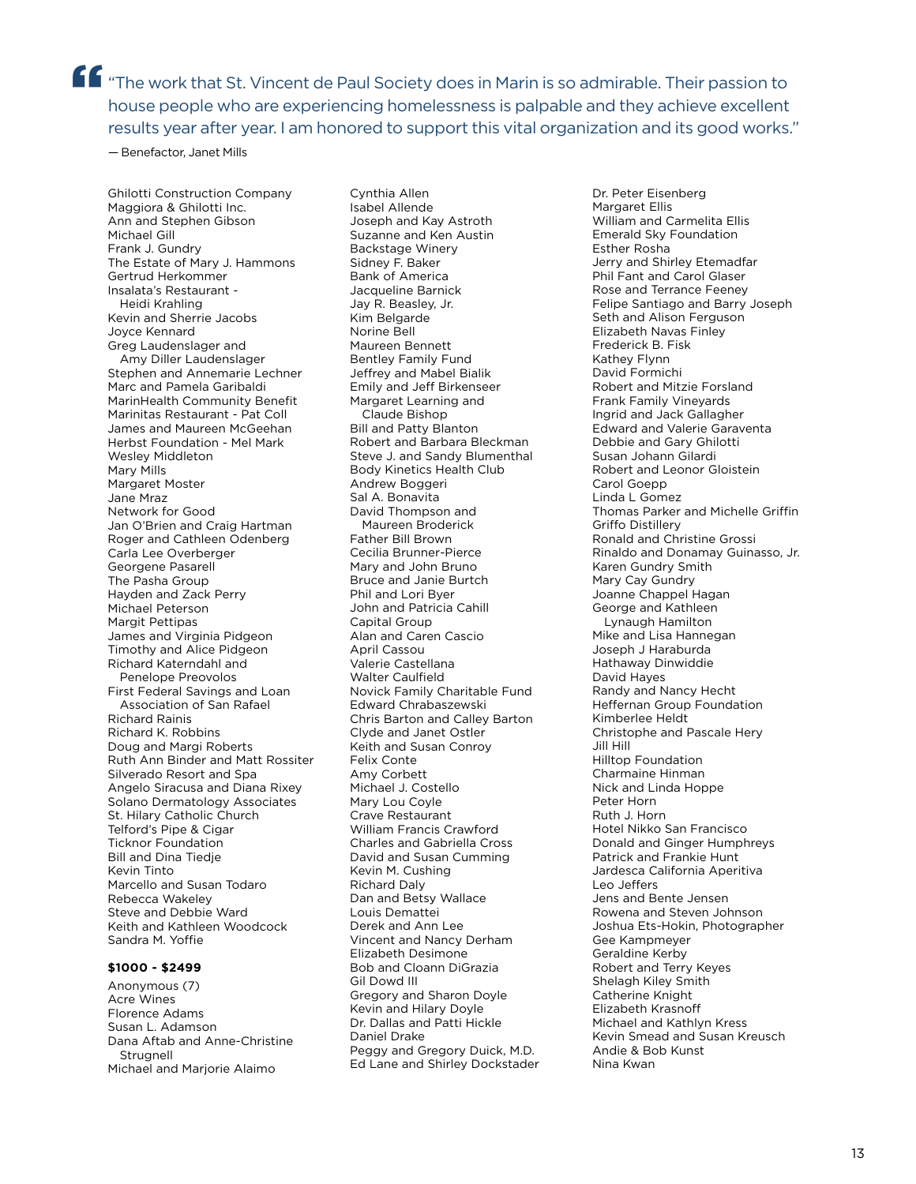> "The work that St. Vincent de Paul Society does in Marin is so admirable. Their passion to house people who are experiencing homelessness is palpable and they achieve excellent results year after year. I am honored to support this vital organization and its good works."
>
> — Benefactor, Janet Mills

Ghilotti Construction Company
Maggiora & Ghilotti Inc.
Ann and Stephen Gibson
Michael Gill
Frank J. Gundry
The Estate of Mary J. Hammons
Gertrud Herkommer
Insalata's Restaurant - Heidi Krahling
Kevin and Sherrie Jacobs
Joyce Kennard
Greg Laudenslager and Amy Diller Laudenslager
Stephen and Annemarie Lechner
Marc and Pamela Garibaldi
MarinHealth Community Benefit
Marinitas Restaurant - Pat Coll
James and Maureen McGeehan
Herbst Foundation - Mel Mark
Wesley Middleton
Mary Mills
Margaret Moster
Jane Mraz
Network for Good
Jan O'Brien and Craig Hartman
Roger and Cathleen Odenberg
Carla Lee Overberger
Georgene Pasarell
The Pasha Group
Hayden and Zack Perry
Michael Peterson
Margit Pettipas
James and Virginia Pidgeon
Timothy and Alice Pidgeon
Richard Katerndahl and Penelope Preovolos
First Federal Savings and Loan Association of San Rafael
Richard Rainis
Richard K. Robbins
Doug and Margi Roberts
Ruth Ann Binder and Matt Rossiter
Silverado Resort and Spa
Angelo Siracusa and Diana Rixey
Solano Dermatology Associates
St. Hilary Catholic Church
Telford's Pipe & Cigar
Ticknor Foundation
Bill and Dina Tiedje
Kevin Tinto
Marcello and Susan Todaro
Rebecca Wakeley
Steve and Debbie Ward
Keith and Kathleen Woodcock
Sandra M. Yoffie

**$1000 - $2499**

Anonymous (7)
Acre Wines
Florence Adams
Susan L. Adamson
Dana Aftab and Anne-Christine Strugnell
Michael and Marjorie Alaimo
Cynthia Allen
Isabel Allende
Joseph and Kay Astroth
Suzanne and Ken Austin
Backstage Winery
Sidney F. Baker
Bank of America
Jacqueline Barnick
Jay R. Beasley, Jr.
Kim Belgarde
Norine Bell
Maureen Bennett
Bentley Family Fund
Jeffrey and Mabel Bialik
Emily and Jeff Birkenseer
Margaret Learning and Claude Bishop
Bill and Patty Blanton
Robert and Barbara Bleckman
Steve J. and Sandy Blumenthal
Body Kinetics Health Club
Andrew Boggeri
Sal A. Bonavita
David Thompson and Maureen Broderick
Father Bill Brown
Cecilia Brunner-Pierce
Mary and John Bruno
Bruce and Janie Burtch
Phil and Lori Byer
John and Patricia Cahill
Capital Group
Alan and Caren Cascio
April Cassou
Valerie Castellana
Walter Caulfield
Novick Family Charitable Fund
Edward Chrabaszewski
Chris Barton and Calley Barton
Clyde and Janet Ostler
Keith and Susan Conroy
Felix Conte
Amy Corbett
Michael J. Costello
Mary Lou Coyle
Crave Restaurant
William Francis Crawford
Charles and Gabriella Cross
David and Susan Cumming
Kevin M. Cushing
Richard Daly
Dan and Betsy Wallace
Louis Demattei
Derek and Ann Lee
Vincent and Nancy Derham
Elizabeth Desimone
Bob and Cloann DiGrazia
Gil Dowd III
Gregory and Sharon Doyle
Kevin and Hilary Doyle
Dr. Dallas and Patti Hickle
Daniel Drake
Peggy and Gregory Duick, M.D.
Ed Lane and Shirley Dockstader
Dr. Peter Eisenberg
Margaret Ellis
William and Carmelita Ellis
Emerald Sky Foundation
Esther Rosha
Jerry and Shirley Etemadfar
Phil Fant and Carol Glaser
Rose and Terrance Feeney
Felipe Santiago and Barry Joseph
Seth and Alison Ferguson
Elizabeth Navas Finley
Frederick B. Fisk
Kathey Flynn
David Formichi
Robert and Mitzie Forsland
Frank Family Vineyards
Ingrid and Jack Gallagher
Edward and Valerie Garaventa
Debbie and Gary Ghilotti
Susan Johann Gilardi
Robert and Leonor Gloistein
Carol Goepp
Linda L Gomez
Thomas Parker and Michelle Griffin
Griffo Distillery
Ronald and Christine Grossi
Rinaldo and Donamay Guinasso, Jr.
Karen Gundry Smith
Mary Cay Gundry
Joanne Chappel Hagan
George and Kathleen Lynaugh Hamilton
Mike and Lisa Hannegan
Joseph J Haraburda
Hathaway Dinwiddie
David Hayes
Randy and Nancy Hecht
Heffernan Group Foundation
Kimberlee Heldt
Christophe and Pascale Hery
Jill Hill
Hilltop Foundation
Charmaine Hinman
Nick and Linda Hoppe
Peter Horn
Ruth J. Horn
Hotel Nikko San Francisco
Donald and Ginger Humphreys
Patrick and Frankie Hunt
Jardesca California Aperitiva
Leo Jeffers
Jens and Bente Jensen
Rowena and Steven Johnson
Joshua Ets-Hokin, Photographer
Gee Kampmeyer
Geraldine Kerby
Robert and Terry Keyes
Shelagh Kiley Smith
Catherine Knight
Elizabeth Krasnoff
Michael and Kathlyn Kress
Kevin Smead and Susan Kreusch
Andie & Bob Kunst
Nina Kwan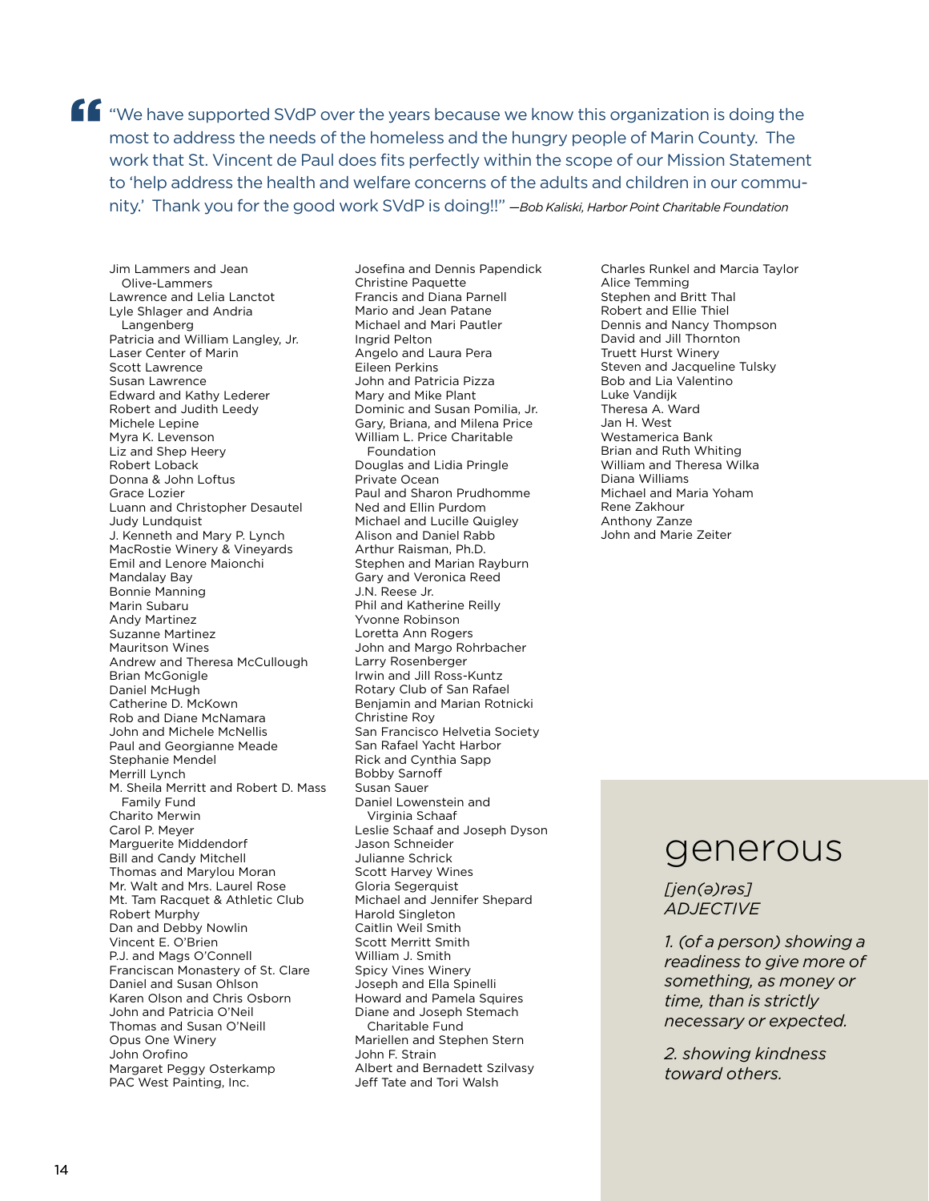> "We have supported SVdP over the years because we know this organization is doing the most to address the needs of the homeless and the hungry people of Marin County. The work that St. Vincent de Paul does fits perfectly within the scope of our Mission Statement to 'help address the health and welfare concerns of the adults and children in our community.' Thank you for the good work SVdP is doing!!" *—Bob Kaliski, Harbor Point Charitable Foundation*

Jim Lammers and Jean Olive-Lammers
Lawrence and Lelia Lanctot
Lyle Shlager and Andria Langenberg
Patricia and William Langley, Jr.
Laser Center of Marin
Scott Lawrence
Susan Lawrence
Edward and Kathy Lederer
Robert and Judith Leedy
Michele Lepine
Myra K. Levenson
Liz and Shep Heery
Robert Loback
Donna & John Loftus
Grace Lozier
Luann and Christopher Desautel
Judy Lundquist
J. Kenneth and Mary P. Lynch
MacRostie Winery & Vineyards
Emil and Lenore Maionchi
Mandalay Bay
Bonnie Manning
Marin Subaru
Andy Martinez
Suzanne Martinez
Mauritson Wines
Andrew and Theresa McCullough
Brian McGonigle
Daniel McHugh
Catherine D. McKown
Rob and Diane McNamara
John and Michele McNellis
Paul and Georgianne Meade
Stephanie Mendel
Merrill Lynch
M. Sheila Merritt and Robert D. Mass Family Fund
Charito Merwin
Carol P. Meyer
Marguerite Middendorf
Bill and Candy Mitchell
Thomas and Marylou Moran
Mr. Walt and Mrs. Laurel Rose
Mt. Tam Racquet & Athletic Club
Robert Murphy
Dan and Debby Nowlin
Vincent E. O'Brien
P.J. and Mags O'Connell
Franciscan Monastery of St. Clare
Daniel and Susan Ohlson
Karen Olson and Chris Osborn
John and Patricia O'Neil
Thomas and Susan O'Neill
Opus One Winery
John Orofino
Margaret Peggy Osterkamp
PAC West Painting, Inc.
Josefina and Dennis Papendick
Christine Paquette
Francis and Diana Parnell
Mario and Jean Patane
Michael and Mari Pautler
Ingrid Pelton
Angelo and Laura Pera
Eileen Perkins
John and Patricia Pizza
Mary and Mike Plant
Dominic and Susan Pomilia, Jr.
Gary, Briana, and Milena Price
William L. Price Charitable Foundation
Douglas and Lidia Pringle
Private Ocean
Paul and Sharon Prudhomme
Ned and Ellin Purdom
Michael and Lucille Quigley
Alison and Daniel Rabb
Arthur Raisman, Ph.D.
Stephen and Marian Rayburn
Gary and Veronica Reed
J.N. Reese Jr.
Phil and Katherine Reilly
Yvonne Robinson
Loretta Ann Rogers
John and Margo Rohrbacher
Larry Rosenberger
Irwin and Jill Ross-Kuntz
Rotary Club of San Rafael
Benjamin and Marian Rotnicki
Christine Roy
San Francisco Helvetia Society
San Rafael Yacht Harbor
Rick and Cynthia Sapp
Bobby Sarnoff
Susan Sauer
Daniel Lowenstein and Virginia Schaaf
Leslie Schaaf and Joseph Dyson
Jason Schneider
Julianne Schrick
Scott Harvey Wines
Gloria Segerquist
Michael and Jennifer Shepard
Harold Singleton
Caitlin Weil Smith
Scott Merritt Smith
William J. Smith
Spicy Vines Winery
Joseph and Ella Spinelli
Howard and Pamela Squires
Diane and Joseph Stemach Charitable Fund
Mariellen and Stephen Stern
John F. Strain
Albert and Bernadett Szilvasy
Jeff Tate and Tori Walsh
Charles Runkel and Marcia Taylor
Alice Temming
Stephen and Britt Thal
Robert and Ellie Thiel
Dennis and Nancy Thompson
David and Jill Thornton
Truett Hurst Winery
Steven and Jacqueline Tulsky
Bob and Lia Valentino
Luke Vandijk
Theresa A. Ward
Jan H. West
Westamerica Bank
Brian and Ruth Whiting
William and Theresa Wilka
Diana Williams
Michael and Maria Yoham
Rene Zakhour
Anthony Zanze
John and Marie Zeiter

## generous

*[jen(ə)rəs]*
*ADJECTIVE*

*1. (of a person) showing a readiness to give more of something, as money or time, than is strictly necessary or expected.*

*2. showing kindness toward others.*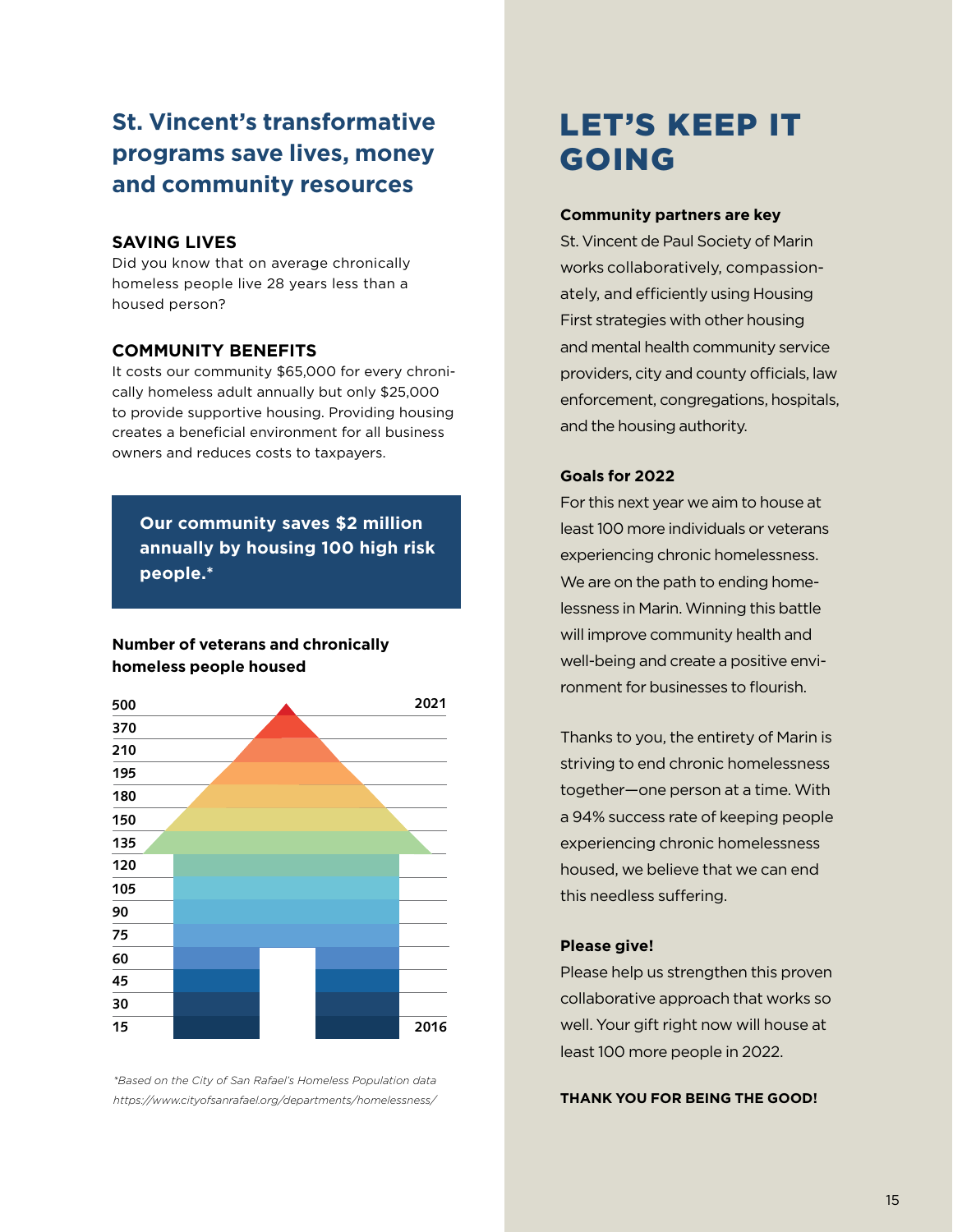## St. Vincent's transformative programs save lives, money and community resources

### SAVING LIVES

Did you know that on average chronically homeless people live 28 years less than a housed person?

### COMMUNITY BENEFITS

It costs our community $65,000 for every chronically homeless adult annually but only $25,000 to provide supportive housing. Providing housing creates a beneficial environment for all business owners and reduces costs to taxpayers.

**Our community saves $2 million annually by housing 100 high risk people.***

**Number of veterans and chronically homeless people housed**

500
370
210
195
180
150
135
120
105
90
75
60
45
30
15

2016 – 2021

*Based on the City of San Rafael's Homeless Population data https://www.cityofsanrafael.org/departments/homelessness/*

# LET'S KEEP IT GOING

**Community partners are key**

St. Vincent de Paul Society of Marin works collaboratively, compassionately, and efficiently using Housing First strategies with other housing and mental health community service providers, city and county officials, law enforcement, congregations, hospitals, and the housing authority.

**Goals for 2022**

For this next year we aim to house at least 100 more individuals or veterans experiencing chronic homelessness. We are on the path to ending homelessness in Marin. Winning this battle will improve community health and well-being and create a positive environment for businesses to flourish.

Thanks to you, the entirety of Marin is striving to end chronic homelessness together—one person at a time. With a 94% success rate of keeping people experiencing chronic homelessness housed, we believe that we can end this needless suffering.

**Please give!**

Please help us strengthen this proven collaborative approach that works so well. Your gift right now will house at least 100 more people in 2022.

**THANK YOU FOR BEING THE GOOD!**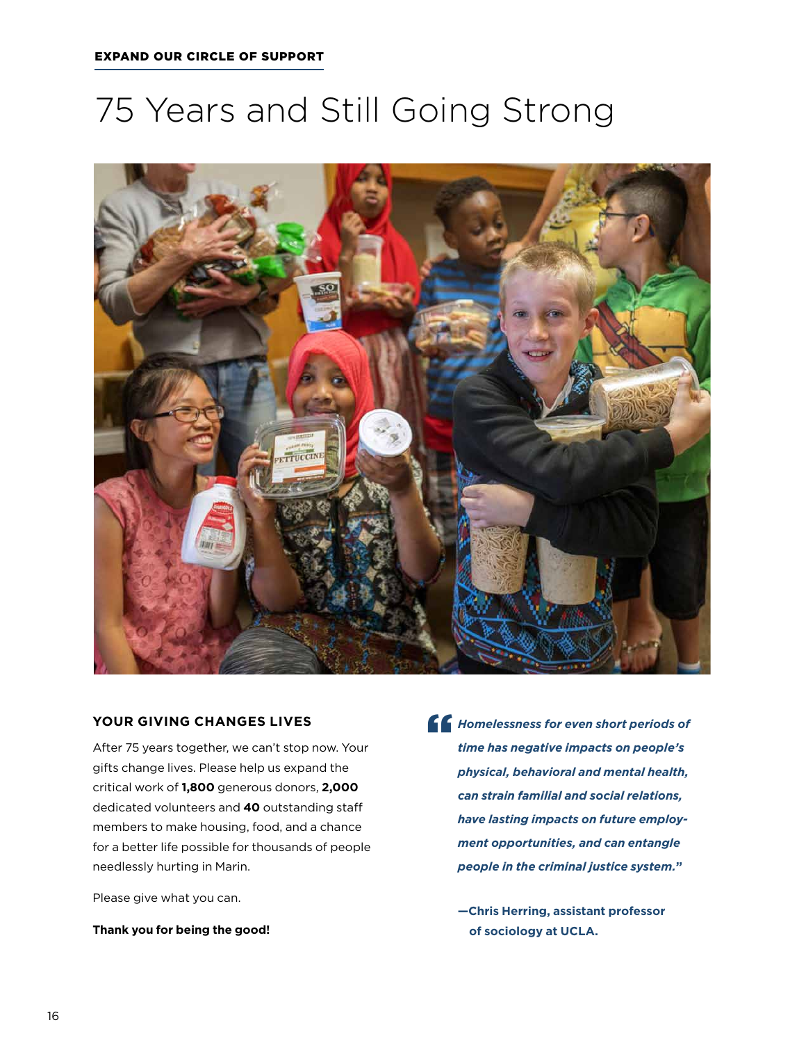EXPAND OUR CIRCLE OF SUPPORT

# 75 Years and Still Going Strong

## YOUR GIVING CHANGES LIVES

After 75 years together, we can't stop now. Your gifts change lives. Please help us expand the critical work of **1,800** generous donors, **2,000** dedicated volunteers and **40** outstanding staff members to make housing, food, and a chance for a better life possible for thousands of people needlessly hurting in Marin.

Please give what you can.

**Thank you for being the good!**

> ***"Homelessness for even short periods of time has negative impacts on people's physical, behavioral and mental health, can strain familial and social relations, have lasting impacts on future employment opportunities, and can entangle people in the criminal justice system."***
>
> **—Chris Herring, assistant professor of sociology at UCLA.**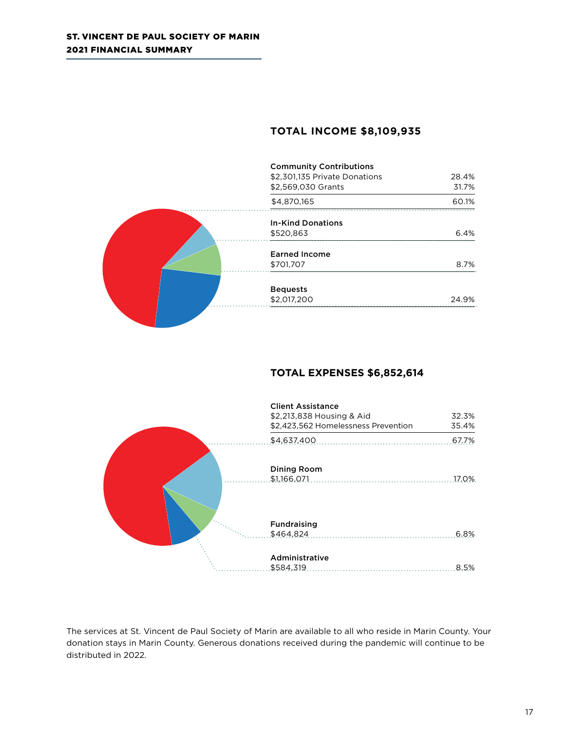**ST. VINCENT DE PAUL SOCIETY OF MARIN**
**2021 FINANCIAL SUMMARY**

## TOTAL INCOME $8,109,935

| | |
|---|---|
| **Community Contributions** | |
| $2,301,135 Private Donations | 28.4% |
| $2,569,030 Grants | 31.7% |
| $4,870,165 | 60.1% |
| **In-Kind Donations** | |
| $520,863 | 6.4% |
| **Earned Income** | |
| $701,707 | 8.7% |
| **Bequests** | |
| $2,017,200 | 24.9% |

## TOTAL EXPENSES $6,852,614

| | |
|---|---|
| **Client Assistance** | |
| $2,213,838 Housing & Aid | 32.3% |
| $2,423,562 Homelessness Prevention | 35.4% |
| $4,637,400 | 67.7% |
| **Dining Room** | |
| $1,166,071 | 17.0% |
| **Fundraising** | |
| $464,824 | 6.8% |
| **Administrative** | |
| $584,319 | 8.5% |

The services at St. Vincent de Paul Society of Marin are available to all who reside in Marin County. Your donation stays in Marin County. Generous donations received during the pandemic will continue to be distributed in 2022.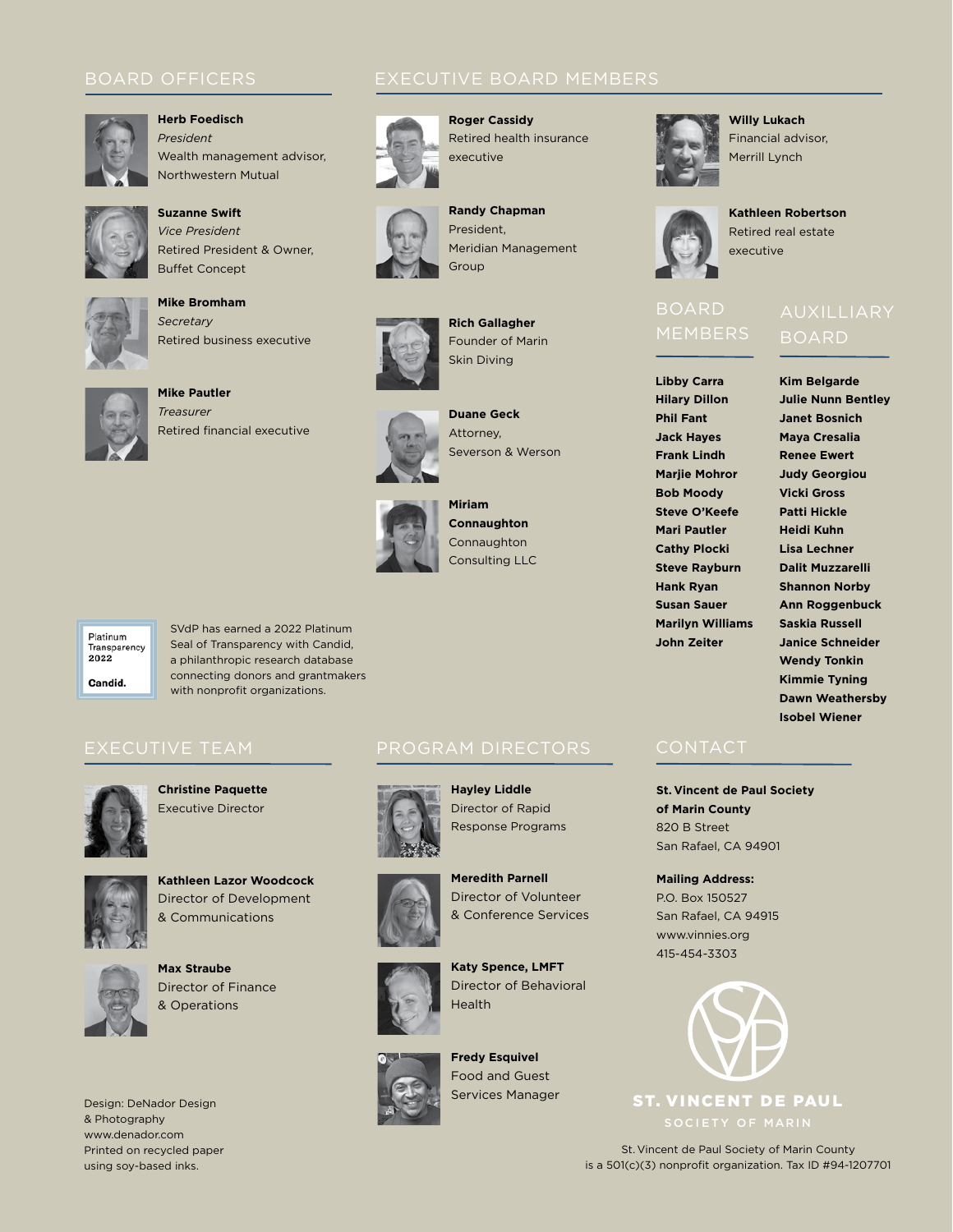## BOARD OFFICERS

**Herb Foedisch**
*President*
Wealth management advisor, Northwestern Mutual

**Suzanne Swift**
*Vice President*
Retired President & Owner, Buffet Concept

**Mike Bromham**
*Secretary*
Retired business executive

**Mike Pautler**
*Treasurer*
Retired financial executive

## EXECUTIVE BOARD MEMBERS

**Roger Cassidy**
Retired health insurance executive

**Randy Chapman**
President, Meridian Management Group

**Rich Gallagher**
Founder of Marin Skin Diving

**Duane Geck**
Attorney, Severson & Werson

**Miriam Connaughton**
Connaughton Consulting LLC

**Willy Lukach**
Financial advisor, Merrill Lynch

**Kathleen Robertson**
Retired real estate executive

## BOARD MEMBERS

**Libby Carra**
**Hilary Dillon**
**Phil Fant**
**Jack Hayes**
**Frank Lindh**
**Marjie Mohror**
**Bob Moody**
**Steve O'Keefe**
**Mari Pautler**
**Cathy Plocki**
**Steve Rayburn**
**Hank Ryan**
**Susan Sauer**
**Marilyn Williams**
**John Zeiter**

## AUXILLIARY BOARD

**Kim Belgarde**
**Julie Nunn Bentley**
**Janet Bosnich**
**Maya Cresalia**
**Renee Ewert**
**Judy Georgiou**
**Vicki Gross**
**Patti Hickle**
**Heidi Kuhn**
**Lisa Lechner**
**Dalit Muzzarelli**
**Shannon Norby**
**Ann Roggenbuck**
**Saskia Russell**
**Janice Schneider**
**Wendy Tonkin**
**Kimmie Tyning**
**Dawn Weathersby**
**Isobel Wiener**

Platinum Transparency 2022
Candid.

SVdP has earned a 2022 Platinum Seal of Transparency with Candid, a philanthropic research database connecting donors and grantmakers with nonprofit organizations.

## EXECUTIVE TEAM

**Christine Paquette**
Executive Director

**Kathleen Lazor Woodcock**
Director of Development & Communications

**Max Straube**
Director of Finance & Operations

## PROGRAM DIRECTORS

**Hayley Liddle**
Director of Rapid Response Programs

**Meredith Parnell**
Director of Volunteer & Conference Services

**Katy Spence, LMFT**
Director of Behavioral Health

**Fredy Esquivel**
Food and Guest Services Manager

## CONTACT

**St. Vincent de Paul Society of Marin County**
820 B Street
San Rafael, CA 94901

**Mailing Address:**
P.O. Box 150527
San Rafael, CA 94915
www.vinnies.org
415-454-3303

ST. VINCENT DE PAUL
SOCIETY OF MARIN

St. Vincent de Paul Society of Marin County is a 501(c)(3) nonprofit organization. Tax ID #94-1207701

Design: DeNador Design & Photography
www.denador.com
Printed on recycled paper using soy-based inks.